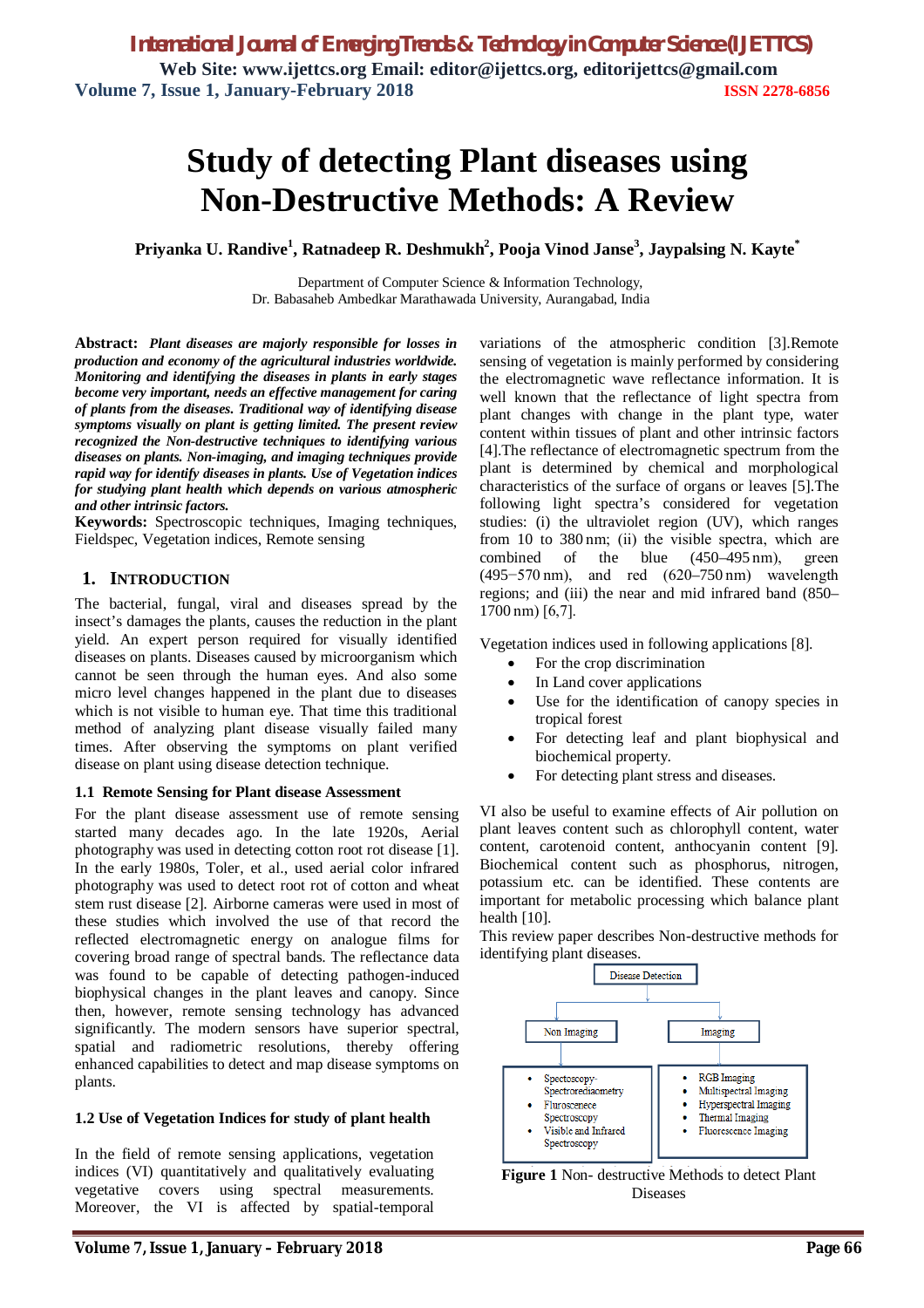# Study of detecting Plant diseases using Non-Destructive Methods: A Review

**Priyanka U. Randive[1], Ratnadeep R. Deshmukh[2], Pooja Vinod Janse[3], Jaypalsing N. Kayte[*]**

Department of Computer Science & Information Technology,
Dr. Babasaheb Ambedkar Marathawada University, Aurangabad, India

**Abstract:** ***Plant diseases are majorly responsible for losses in production and economy of the agricultural industries worldwide. Monitoring and identifying the diseases in plants in early stages become very important, needs an effective management for caring of plants from the diseases. Traditional way of identifying disease symptoms visually on plant is getting limited. The present review recognized the Non-destructive techniques to identifying various diseases on plants. Non-imaging, and imaging techniques provide rapid way for identify diseases in plants. Use of Vegetation indices for studying plant health which depends on various atmospheric and other intrinsic factors.***

**Keywords:** Spectroscopic techniques, Imaging techniques, Fieldspec, Vegetation indices, Remote sensing

## 1. INTRODUCTION

The bacterial, fungal, viral and diseases spread by the insect's damages the plants, causes the reduction in the plant yield. An expert person required for visually identified diseases on plants. Diseases caused by microorganism which cannot be seen through the human eyes. And also some micro level changes happened in the plant due to diseases which is not visible to human eye. That time this traditional method of analyzing plant disease visually failed many times. After observing the symptoms on plant verified disease on plant using disease detection technique.

### 1.1 Remote Sensing for Plant disease Assessment

For the plant disease assessment use of remote sensing started many decades ago. In the late 1920s, Aerial photography was used in detecting cotton root rot disease [1]. In the early 1980s, Toler, et al., used aerial color infrared photography was used to detect root rot of cotton and wheat stem rust disease [2]. Airborne cameras were used in most of these studies which involved the use of that record the reflected electromagnetic energy on analogue films for covering broad range of spectral bands. The reflectance data was found to be capable of detecting pathogen-induced biophysical changes in the plant leaves and canopy. Since then, however, remote sensing technology has advanced significantly. The modern sensors have superior spectral, spatial and radiometric resolutions, thereby offering enhanced capabilities to detect and map disease symptoms on plants.

### 1.2 Use of Vegetation Indices for study of plant health

In the field of remote sensing applications, vegetation indices (VI) quantitatively and qualitatively evaluating vegetative covers using spectral measurements. Moreover, the VI is affected by spatial-temporal variations of the atmospheric condition [3].Remote sensing of vegetation is mainly performed by considering the electromagnetic wave reflectance information. It is well known that the reflectance of light spectra from plant changes with change in the plant type, water content within tissues of plant and other intrinsic factors [4].The reflectance of electromagnetic spectrum from the plant is determined by chemical and morphological characteristics of the surface of organs or leaves [5].The following light spectra's considered for vegetation studies: (i) the ultraviolet region (UV), which ranges from 10 to 380 nm; (ii) the visible spectra, which are combined of the blue (450–495 nm), green (495−570 nm), and red (620–750 nm) wavelength regions; and (iii) the near and mid infrared band (850–1700 nm) [6,7].

Vegetation indices used in following applications [8].

- For the crop discrimination
- In Land cover applications
- Use for the identification of canopy species in tropical forest
- For detecting leaf and plant biophysical and biochemical property.
- For detecting plant stress and diseases.

VI also be useful to examine effects of Air pollution on plant leaves content such as chlorophyll content, water content, carotenoid content, anthocyanin content [9]. Biochemical content such as phosphorus, nitrogen, potassium etc. can be identified. These contents are important for metabolic processing which balance plant health [10].

This review paper describes Non-destructive methods for identifying plant diseases.

- Disease Detection
  - Non Imaging
    - Spectoscopy-Spectroradiometry
    - Flurosecence Spectroscopy
    - Visible and Infrared Spectroscopy
  - Imaging
    - RGB Imaging
    - Multispectral Imaging
    - Hyperspectral Imaging
    - Thermal Imaging
    - Fluorescence Imaging

**Figure 1** Non- destructive Methods to detect Plant Diseases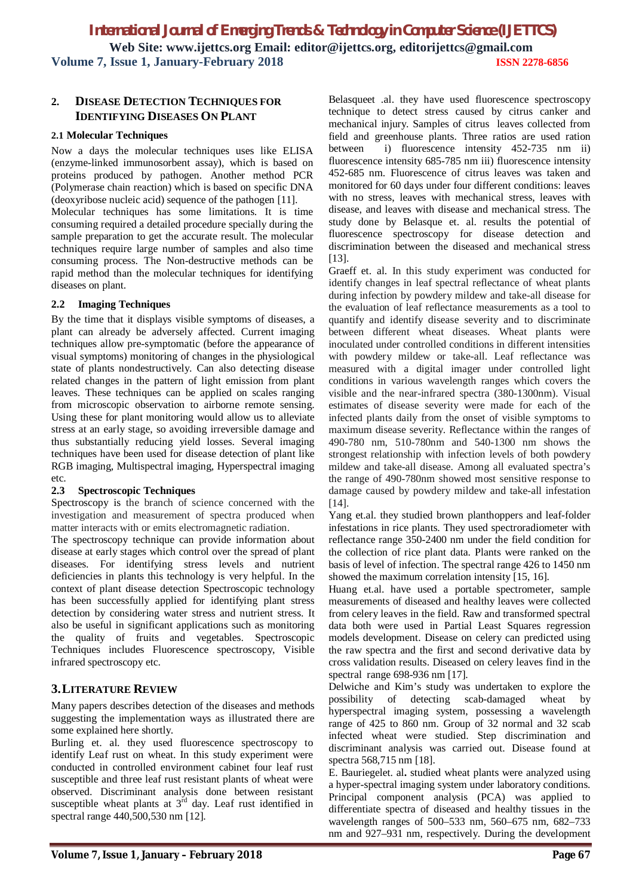## 2. Disease Detection Techniques for Identifying Diseases On Plant

### 2.1 Molecular Techniques

Now a days the molecular techniques uses like ELISA (enzyme-linked immunosorbent assay), which is based on proteins produced by pathogen. Another method PCR (Polymerase chain reaction) which is based on specific DNA (deoxyribose nucleic acid) sequence of the pathogen [11].

Molecular techniques has some limitations. It is time consuming required a detailed procedure specially during the sample preparation to get the accurate result. The molecular techniques require large number of samples and also time consuming process. The Non-destructive methods can be rapid method than the molecular techniques for identifying diseases on plant.

### 2.2 Imaging Techniques

By the time that it displays visible symptoms of diseases, a plant can already be adversely affected. Current imaging techniques allow pre-symptomatic (before the appearance of visual symptoms) monitoring of changes in the physiological state of plants nondestructively. Can also detecting disease related changes in the pattern of light emission from plant leaves. These techniques can be applied on scales ranging from microscopic observation to airborne remote sensing. Using these for plant monitoring would allow us to alleviate stress at an early stage, so avoiding irreversible damage and thus substantially reducing yield losses. Several imaging techniques have been used for disease detection of plant like RGB imaging, Multispectral imaging, Hyperspectral imaging etc.

### 2.3 Spectroscopic Techniques

Spectroscopy is the branch of science concerned with the investigation and measurement of spectra produced when matter interacts with or emits electromagnetic radiation.

The spectroscopy technique can provide information about disease at early stages which control over the spread of plant diseases. For identifying stress levels and nutrient deficiencies in plants this technology is very helpful. In the context of plant disease detection Spectroscopic technology has been successfully applied for identifying plant stress detection by considering water stress and nutrient stress. It also be useful in significant applications such as monitoring the quality of fruits and vegetables. Spectroscopic Techniques includes Fluorescence spectroscopy, Visible infrared spectroscopy etc.

## 3. Literature Review

Many papers describes detection of the diseases and methods suggesting the implementation ways as illustrated there are some explained here shortly.

Burling et. al. they used fluorescence spectroscopy to identify Leaf rust on wheat. In this study experiment were conducted in controlled environment cabinet four leaf rust susceptible and three leaf rust resistant plants of wheat were observed. Discriminant analysis done between resistant susceptible wheat plants at 3rd day. Leaf rust identified in spectral range 440,500,530 nm [12].

Belasqueet .al. they have used fluorescence spectroscopy technique to detect stress caused by citrus canker and mechanical injury. Samples of citrus leaves collected from field and greenhouse plants. Three ratios are used ration between i) fluorescence intensity 452-735 nm ii) fluorescence intensity 685-785 nm iii) fluorescence intensity 452-685 nm. Fluorescence of citrus leaves was taken and monitored for 60 days under four different conditions: leaves with no stress, leaves with mechanical stress, leaves with disease, and leaves with disease and mechanical stress. The study done by Belasque et. al. results the potential of fluorescence spectroscopy for disease detection and discrimination between the diseased and mechanical stress [13].

Graeff et. al. In this study experiment was conducted for identify changes in leaf spectral reflectance of wheat plants during infection by powdery mildew and take-all disease for the evaluation of leaf reflectance measurements as a tool to quantify and identify disease severity and to discriminate between different wheat diseases. Wheat plants were inoculated under controlled conditions in different intensities with powdery mildew or take-all. Leaf reflectance was measured with a digital imager under controlled light conditions in various wavelength ranges which covers the visible and the near-infrared spectra (380-1300nm). Visual estimates of disease severity were made for each of the infected plants daily from the onset of visible symptoms to maximum disease severity. Reflectance within the ranges of 490-780 nm, 510-780nm and 540-1300 nm shows the strongest relationship with infection levels of both powdery mildew and take-all disease. Among all evaluated spectra's the range of 490-780nm showed most sensitive response to damage caused by powdery mildew and take-all infestation [14].

Yang et.al. they studied brown planthoppers and leaf-folder infestations in rice plants. They used spectroradiometer with reflectance range 350-2400 nm under the field condition for the collection of rice plant data. Plants were ranked on the basis of level of infection. The spectral range 426 to 1450 nm showed the maximum correlation intensity [15, 16].

Huang et.al. have used a portable spectrometer, sample measurements of diseased and healthy leaves were collected from celery leaves in the field. Raw and transformed spectral data both were used in Partial Least Squares regression models development. Disease on celery can predicted using the raw spectra and the first and second derivative data by cross validation results. Diseased on celery leaves find in the spectral range 698-936 nm [17].

Delwiche and Kim's study was undertaken to explore the possibility of detecting scab-damaged wheat by hyperspectral imaging system, possessing a wavelength range of 425 to 860 nm. Group of 32 normal and 32 scab infected wheat were studied. Step discrimination and discriminant analysis was carried out. Disease found at spectra 568,715 nm [18].

E. Bauriegelet. al. studied wheat plants were analyzed using a hyper-spectral imaging system under laboratory conditions. Principal component analysis (PCA) was applied to differentiate spectra of diseased and healthy tissues in the wavelength ranges of 500–533 nm, 560–675 nm, 682–733 nm and 927–931 nm, respectively. During the development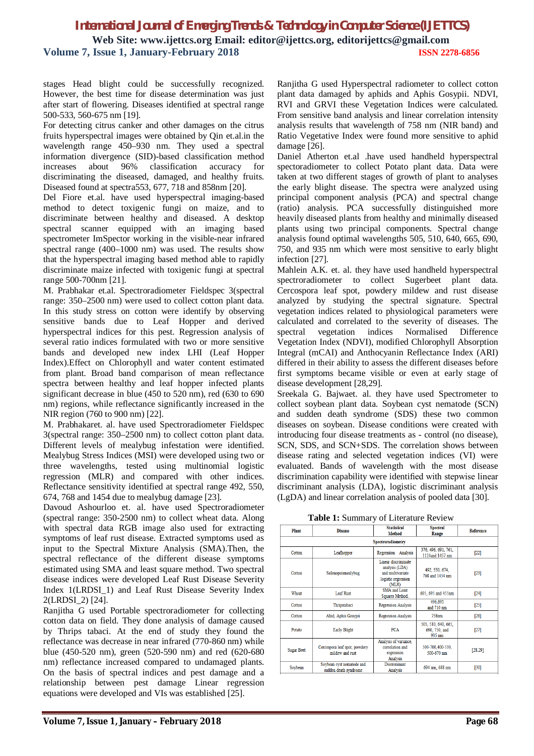stages Head blight could be successfully recognized. However, the best time for disease determination was just after start of flowering. Diseases identified at spectral range 500-533, 560-675 nm [19].

For detecting citrus canker and other damages on the citrus fruits hyperspectral images were obtained by Qin et.al.in the wavelength range 450–930 nm. They used a spectral information divergence (SID)-based classification method increases about 96% classification accuracy for discriminating the diseased, damaged, and healthy fruits. Diseased found at spectra553, 677, 718 and 858nm [20].

Del Fiore et.al. have used hyperspectral imaging-based method to detect toxigenic fungi on maize, and to discriminate between healthy and diseased. A desktop spectral scanner equipped with an imaging based spectrometer ImSpector working in the visible-near infrared spectral range (400–1000 nm) was used. The results show that the hyperspectral imaging based method able to rapidly discriminate maize infected with toxigenic fungi at spectral range 500-700nm [21].

M. Prabhakar et.al. Spectroradiometer Fieldspec 3(spectral range: 350–2500 nm) were used to collect cotton plant data. In this study stress on cotton were identify by observing sensitive bands due to Leaf Hopper and derived hyperspectral indices for this pest. Regression analysis of several ratio indices formulated with two or more sensitive bands and developed new index LHI (Leaf Hopper Index).Effect on Chlorophyll and water content estimated from plant. Broad band comparison of mean reflectance spectra between healthy and leaf hopper infected plants significant decrease in blue (450 to 520 nm), red (630 to 690 nm) regions, while reflectance significantly increased in the NIR region (760 to 900 nm) [22].

M. Prabhakaret. al. have used Spectroradiometer Fieldspec 3(spectral range: 350–2500 nm) to collect cotton plant data. Different levels of mealybug infestation were identified. Mealybug Stress Indices (MSI) were developed using two or three wavelengths, tested using multinomial logistic regression (MLR) and compared with other indices. Reflectance sensitivity identified at spectral range 492, 550, 674, 768 and 1454 due to mealybug damage [23].

Davoud Ashourloo et. al. have used Spectroradiometer (spectral range: 350-2500 nm) to collect wheat data. Along with spectral data RGB image also used for extracting symptoms of leaf rust disease. Extracted symptoms used as input to the Spectral Mixture Analysis (SMA).Then, the spectral reflectance of the different disease symptoms estimated using SMA and least square method. Two spectral disease indices were developed Leaf Rust Disease Severity Index 1(LRDSI_1) and Leaf Rust Disease Severity Index 2(LRDSI_2) [24].

Ranjitha G used Portable spectroradiometer for collecting cotton data on field. They done analysis of damage caused by Thrips tabaci. At the end of study they found the reflectance was decrease in near infrared (770-860 nm) while blue (450-520 nm), green (520-590 nm) and red (620-680 nm) reflectance increased compared to undamaged plants. On the basis of spectral indices and pest damage and a relationship between pest damage Linear regression equations were developed and VIs was established [25].

Ranjitha G used Hyperspectral radiometer to collect cotton plant data damaged by aphids and Aphis Gosypii. NDVI, RVI and GRVI these Vegetation Indices were calculated. From sensitive band analysis and linear correlation intensity analysis results that wavelength of 758 nm (NIR band) and Ratio Vegetative Index were found more sensitive to aphid damage [26].

Daniel Atherton et.al .have used handheld hyperspectral spectoradiometer to collect Potato plant data. Data were taken at two different stages of growth of plant to analyses the early blight disease. The spectra were analyzed using principal component analysis (PCA) and spectral change (ratio) analysis. PCA successfully distinguished more heavily diseased plants from healthy and minimally diseased plants using two principal components. Spectral change analysis found optimal wavelengths 505, 510, 640, 665, 690, 750, and 935 nm which were most sensitive to early blight infection [27].

Mahlein A.K. et. al. they have used handheld hyperspectral spectroradiometer to collect Sugerbeet plant data. Cercospora leaf spot, powdery mildew and rust disease analyzed by studying the spectral signature. Spectral vegetation indices related to physiological parameters were calculated and correlated to the severity of diseases. The spectral vegetation indices Normalised Difference Vegetation Index (NDVI), modified Chlorophyll Absorption Integral (mCAI) and Anthocyanin Reflectance Index (ARI) differed in their ability to assess the different diseases before first symptoms became visible or even at early stage of disease development [28,29].

Sreekala G. Bajwaet. al. they have used Spectrometer to collect soybean plant data. Soybean cyst nematode (SCN) and sudden death syndrome (SDS) these two common diseases on soybean. Disease conditions were created with introducing four disease treatments as - control (no disease), SCN, SDS, and SCN+SDS. The correlation shows between disease rating and selected vegetation indices (VI) were evaluated. Bands of wavelength with the most disease discrimination capability were identified with stepwise linear discriminant analysis (LDA), logistic discriminant analysis (LgDA) and linear correlation analysis of pooled data [30].

**Table 1:** Summary of Literature Review

| Plant | Disease | Statistical Method | Spectral Range | Reference |
|---|---|---|---|---|
| **Spectroradiometry** | | | | |
| Cotton | Leafhopper | Regression Analysis | 376, 496, 691, 761, 1124and 1457 nm | [22] |
| Cotton | Solenopsismealybug | Linear discriminate analysis (LDA) and multivariate logistic regression (MLR) | 492, 550, 674, 768 and 1454 nm | [23] |
| Wheat | Leaf Rust | SMA and Least Squares Method. | 605, 695 and 455nm | [24] |
| Cotton | Thripstabaci | Regression Analysis | 496,693 and 710 nm | [25] |
| Cotton | Ahid, Aphis Gosypii | Regression Analysis | 758nm | [26] |
| Potato | Early Blight | PCA | 505, 510, 640, 665, 690, 750, and 935 nm | [27] |
| Sugar Beet | Cercospora leaf spot, powdery mildew and rust | Analysis of variance, correlation and regression Analysis | 500-700,400-530, 500-670 nm | [28,29] |
| Soybean | Soybean cyst nematode and sudden death syndrome | Discriminant Analysis | 694 nm, 688 nm | [30] |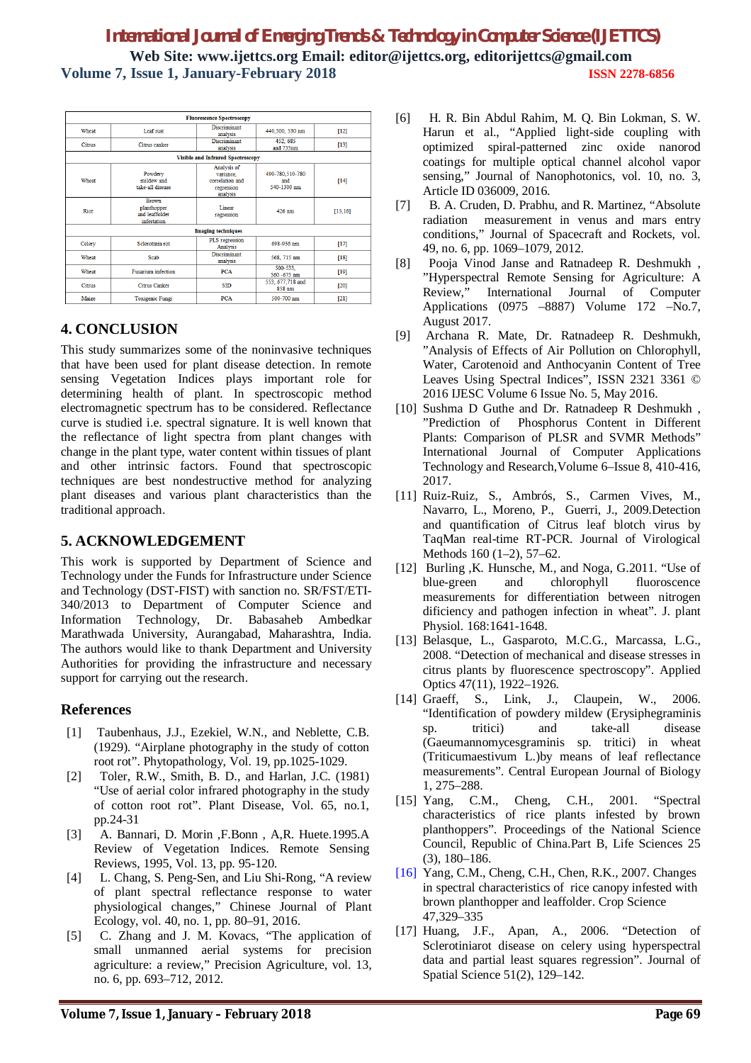| Fluorescence Spectroscopy | | | | |
|---|---|---|---|---|
| Wheat | Leaf rust | Discriminant analysis | 440,500, 530 nm | [12] |
| Citrus | Citrus canker | Discriminant analysis | 452, 685 and 735nm | [13] |
| Visible and Infrared Spectroscopy | | | | |
| Wheat | Powdery mildew and take-all disease | Analysis of variance, correlation and regression analysis | 490-780,510-780 and 540-1300 nm | [14] |
| Rice | Brown planthopper and leaffolder infestation | Linear regression | 426 nm | [15,16] |
| Imaging techniques | | | | |
| Celery | Sclerotinia rot | PLS regression Analysis | 698-936 nm | [17] |
| Wheat | Scab | Discriminant analysis | 568, 715 nm | [18] |
| Wheat | Fusarium infection | PCA | 500-533, 560 -675 nm | [10] |
| Citrus | Citrus Canker | SID | 553, 677,718 and 858 nm | [20] |
| Maize | Toxigenic Fungi | PCA | 500-700 nm | [21] |

## 4. CONCLUSION

This study summarizes some of the noninvasive techniques that have been used for plant disease detection. In remote sensing Vegetation Indices plays important role for determining health of plant. In spectroscopic method electromagnetic spectrum has to be considered. Reflectance curve is studied i.e. spectral signature. It is well known that the reflectance of light spectra from plant changes with change in the plant type, water content within tissues of plant and other intrinsic factors. Found that spectroscopic techniques are best nondestructive method for analyzing plant diseases and various plant characteristics than the traditional approach.

## 5. ACKNOWLEDGEMENT

This work is supported by Department of Science and Technology under the Funds for Infrastructure under Science and Technology (DST-FIST) with sanction no. SR/FST/ETI-340/2013 to Department of Computer Science and Information Technology, Dr. Babasaheb Ambedkar Marathwada University, Aurangabad, Maharashtra, India. The authors would like to thank Department and University Authorities for providing the infrastructure and necessary support for carrying out the research.

## References

[1] Taubenhaus, J.J., Ezekiel, W.N., and Neblette, C.B. (1929). "Airplane photography in the study of cotton root rot". Phytopathology, Vol. 19, pp.1025-1029.

[2] Toler, R.W., Smith, B. D., and Harlan, J.C. (1981) "Use of aerial color infrared photography in the study of cotton root rot". Plant Disease, Vol. 65, no.1, pp.24-31

[3] A. Bannari, D. Morin ,F.Bonn , A,R. Huete.1995.A Review of Vegetation Indices. Remote Sensing Reviews, 1995, Vol. 13, pp. 95-120.

[4] L. Chang, S. Peng-Sen, and Liu Shi-Rong, "A review of plant spectral reflectance response to water physiological changes," Chinese Journal of Plant Ecology, vol. 40, no. 1, pp. 80–91, 2016.

[5] C. Zhang and J. M. Kovacs, "The application of small unmanned aerial systems for precision agriculture: a review," Precision Agriculture, vol. 13, no. 6, pp. 693–712, 2012.

[6] H. R. Bin Abdul Rahim, M. Q. Bin Lokman, S. W. Harun et al., "Applied light-side coupling with optimized spiral-patterned zinc oxide nanorod coatings for multiple optical channel alcohol vapor sensing," Journal of Nanophotonics, vol. 10, no. 3, Article ID 036009, 2016.

[7] B. A. Cruden, D. Prabhu, and R. Martinez, "Absolute radiation measurement in venus and mars entry conditions," Journal of Spacecraft and Rockets, vol. 49, no. 6, pp. 1069–1079, 2012.

[8] Pooja Vinod Janse and Ratnadeep R. Deshmukh , "Hyperspectral Remote Sensing for Agriculture: A Review," International Journal of Computer Applications (0975 –8887) Volume 172 –No.7, August 2017.

[9] Archana R. Mate, Dr. Ratnadeep R. Deshmukh, "Analysis of Effects of Air Pollution on Chlorophyll, Water, Carotenoid and Anthocyanin Content of Tree Leaves Using Spectral Indices", ISSN 2321 3361 © 2016 IJESC Volume 6 Issue No. 5, May 2016.

[10] Sushma D Guthe and Dr. Ratnadeep R Deshmukh , "Prediction of Phosphorus Content in Different Plants: Comparison of PLSR and SVMR Methods" International Journal of Computer Applications Technology and Research,Volume 6–Issue 8, 410-416, 2017.

[11] Ruiz-Ruiz, S., Ambrós, S., Carmen Vives, M., Navarro, L., Moreno, P., Guerri, J., 2009.Detection and quantification of Citrus leaf blotch virus by TaqMan real-time RT-PCR. Journal of Virological Methods 160 (1–2), 57–62.

[12] Burling ,K. Hunsche, M., and Noga, G.2011. "Use of blue-green and chlorophyll fluoroscence measurements for differentiation between nitrogen dificiency and pathogen infection in wheat". J. plant Physiol. 168:1641-1648.

[13] Belasque, L., Gasparoto, M.C.G., Marcassa, L.G., 2008. "Detection of mechanical and disease stresses in citrus plants by fluorescence spectroscopy". Applied Optics 47(11), 1922–1926.

[14] Graeff, S., Link, J., Claupein, W., 2006. "Identification of powdery mildew (Erysiphegraminis sp. tritici) and take-all disease (Gaeumannomycesgraminis sp. tritici) in wheat (Triticumaestivum L.)by means of leaf reflectance measurements". Central European Journal of Biology 1, 275–288.

[15] Yang, C.M., Cheng, C.H., 2001. "Spectral characteristics of rice plants infested by brown planthoppers". Proceedings of the National Science Council, Republic of China.Part B, Life Sciences 25 (3), 180–186.

[16] Yang, C.M., Cheng, C.H., Chen, R.K., 2007. Changes in spectral characteristics of rice canopy infested with brown planthopper and leaffolder. Crop Science 47,329–335

[17] Huang, J.F., Apan, A., 2006. "Detection of Sclerotiniarot disease on celery using hyperspectral data and partial least squares regression". Journal of Spatial Science 51(2), 129–142.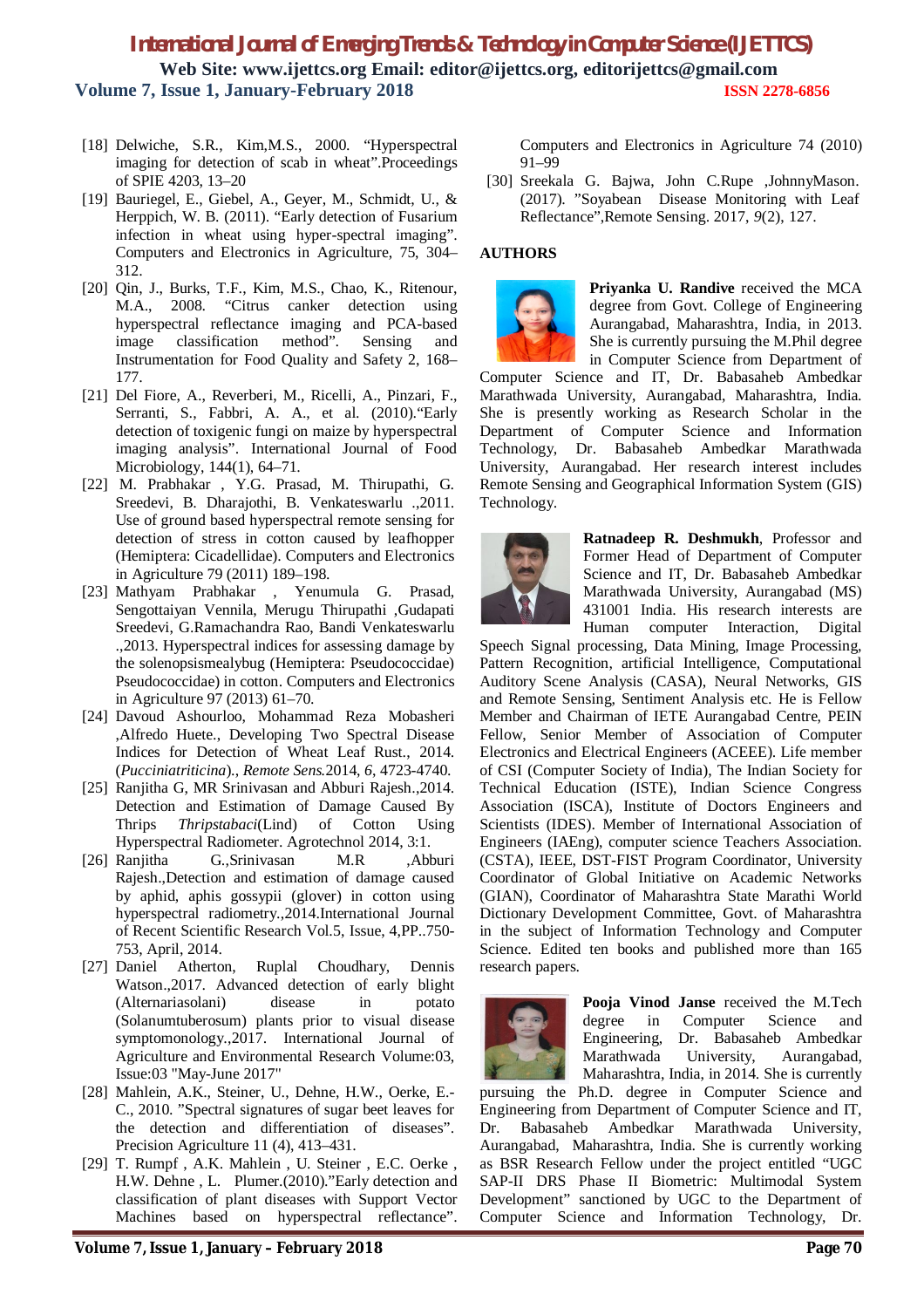[18] Delwiche, S.R., Kim,M.S., 2000. "Hyperspectral imaging for detection of scab in wheat".Proceedings of SPIE 4203, 13–20

[19] Bauriegel, E., Giebel, A., Geyer, M., Schmidt, U., & Herppich, W. B. (2011). "Early detection of Fusarium infection in wheat using hyper-spectral imaging". Computers and Electronics in Agriculture, 75, 304–312.

[20] Qin, J., Burks, T.F., Kim, M.S., Chao, K., Ritenour, M.A., 2008. "Citrus canker detection using hyperspectral reflectance imaging and PCA-based image classification method". Sensing and Instrumentation for Food Quality and Safety 2, 168–177.

[21] Del Fiore, A., Reverberi, M., Ricelli, A., Pinzari, F., Serranti, S., Fabbri, A. A., et al. (2010)."Early detection of toxigenic fungi on maize by hyperspectral imaging analysis". International Journal of Food Microbiology, 144(1), 64–71.

[22] M. Prabhakar , Y.G. Prasad, M. Thirupathi, G. Sreedevi, B. Dharajothi, B. Venkateswarlu .,2011. Use of ground based hyperspectral remote sensing for detection of stress in cotton caused by leafhopper (Hemiptera: Cicadellidae). Computers and Electronics in Agriculture 79 (2011) 189–198.

[23] Mathyam Prabhakar , Yenumula G. Prasad, Sengottaiyan Vennila, Merugu Thirupathi ,Gudapati Sreedevi, G.Ramachandra Rao, Bandi Venkateswarlu .,2013. Hyperspectral indices for assessing damage by the solenopsismealybug (Hemiptera: Pseudococcidae) Pseudococcidae) in cotton. Computers and Electronics in Agriculture 97 (2013) 61–70.

[24] Davoud Ashourloo, Mohammad Reza Mobasheri ,Alfredo Huete., Developing Two Spectral Disease Indices for Detection of Wheat Leaf Rust., 2014. (*Pucciniatriticina*)., *Remote Sens.*2014, *6*, 4723-4740.

[25] Ranjitha G, MR Srinivasan and Abburi Rajesh.,2014. Detection and Estimation of Damage Caused By Thrips *Thripstabaci*(Lind) of Cotton Using Hyperspectral Radiometer. Agrotechnol 2014, 3:1.

[26] Ranjitha G.,Srinivasan M.R ,Abburi Rajesh.,Detection and estimation of damage caused by aphid, aphis gossypii (glover) in cotton using hyperspectral radiometry.,2014.International Journal of Recent Scientific Research Vol.5, Issue, 4,PP..750-753, April, 2014.

[27] Daniel Atherton, Ruplal Choudhary, Dennis Watson.,2017. Advanced detection of early blight (Alternariasolani) disease in potato (Solanumtuberosum) plants prior to visual disease symptomonology.,2017. International Journal of Agriculture and Environmental Research Volume:03, Issue:03 "May-June 2017"

[28] Mahlein, A.K., Steiner, U., Dehne, H.W., Oerke, E.-C., 2010. "Spectral signatures of sugar beet leaves for the detection and differentiation of diseases". Precision Agriculture 11 (4), 413–431.

[29] T. Rumpf , A.K. Mahlein , U. Steiner , E.C. Oerke , H.W. Dehne , L. Plumer.(2010)."Early detection and classification of plant diseases with Support Vector Machines based on hyperspectral reflectance". Computers and Electronics in Agriculture 74 (2010) 91–99

[30] Sreekala G. Bajwa, John C.Rupe ,JohnnyMason. (2017). "Soyabean Disease Monitoring with Leaf Reflectance",Remote Sensing. 2017, *9*(2), 127.

## AUTHORS

**Priyanka U. Randive** received the MCA degree from Govt. College of Engineering Aurangabad, Maharashtra, India, in 2013. She is currently pursuing the M.Phil degree in Computer Science from Department of Computer Science and IT, Dr. Babasaheb Ambedkar Marathwada University, Aurangabad, Maharashtra, India. She is presently working as Research Scholar in the Department of Computer Science and Information Technology, Dr. Babasaheb Ambedkar Marathwada University, Aurangabad. Her research interest includes Remote Sensing and Geographical Information System (GIS) Technology.

**Ratnadeep R. Deshmukh**, Professor and Former Head of Department of Computer Science and IT, Dr. Babasaheb Ambedkar Marathwada University, Aurangabad (MS) 431001 India. His research interests are Human computer Interaction, Digital Speech Signal processing, Data Mining, Image Processing, Pattern Recognition, artificial Intelligence, Computational Auditory Scene Analysis (CASA), Neural Networks, GIS and Remote Sensing, Sentiment Analysis etc. He is Fellow Member and Chairman of IETE Aurangabad Centre, PEIN Fellow, Senior Member of Association of Computer Electronics and Electrical Engineers (ACEEE). Life member of CSI (Computer Society of India), The Indian Society for Technical Education (ISTE), Indian Science Congress Association (ISCA), Institute of Doctors Engineers and Scientists (IDES). Member of International Association of Engineers (IAEng), computer science Teachers Association. (CSTA), IEEE, DST-FIST Program Coordinator, University Coordinator of Global Initiative on Academic Networks (GIAN), Coordinator of Maharashtra State Marathi World Dictionary Development Committee, Govt. of Maharashtra in the subject of Information Technology and Computer Science. Edited ten books and published more than 165 research papers.

**Pooja Vinod Janse** received the M.Tech degree in Computer Science and Engineering, Dr. Babasaheb Ambedkar Marathwada University, Aurangabad, Maharashtra, India, in 2014. She is currently pursuing the Ph.D. degree in Computer Science and Engineering from Department of Computer Science and IT, Dr. Babasaheb Ambedkar Marathwada University, Aurangabad, Maharashtra, India. She is currently working as BSR Research Fellow under the project entitled "UGC SAP-II DRS Phase II Biometric: Multimodal System Development" sanctioned by UGC to the Department of Computer Science and Information Technology, Dr.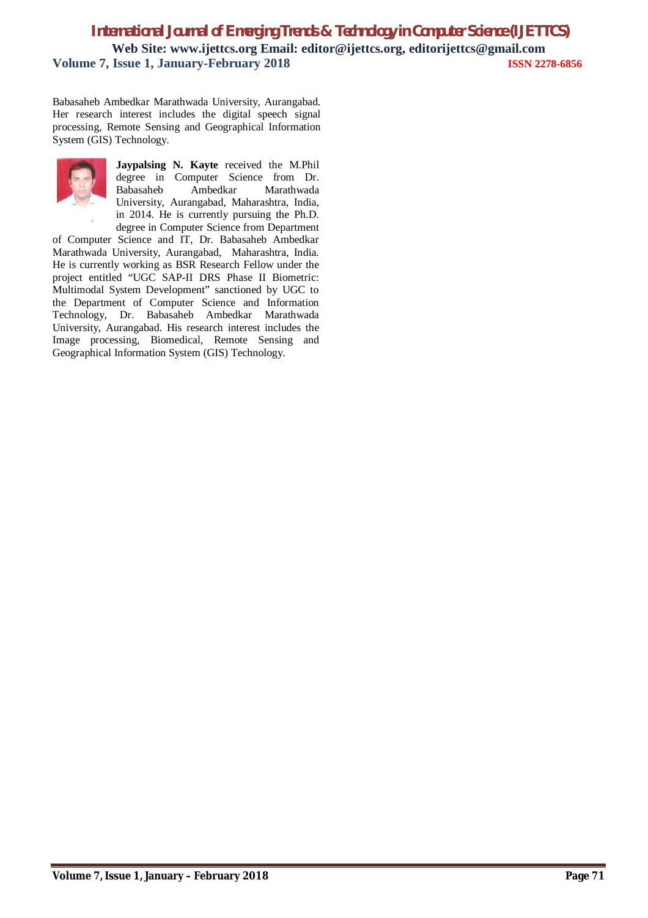Babasaheb Ambedkar Marathwada University, Aurangabad. Her research interest includes the digital speech signal processing, Remote Sensing and Geographical Information System (GIS) Technology.

**Jaypalsing N. Kayte** received the M.Phil degree in Computer Science from Dr. Babasaheb Ambedkar Marathwada University, Aurangabad, Maharashtra, India, in 2014. He is currently pursuing the Ph.D. degree in Computer Science from Department of Computer Science and IT, Dr. Babasaheb Ambedkar Marathwada University, Aurangabad, Maharashtra, India. He is currently working as BSR Research Fellow under the project entitled "UGC SAP-II DRS Phase II Biometric: Multimodal System Development" sanctioned by UGC to the Department of Computer Science and Information Technology, Dr. Babasaheb Ambedkar Marathwada University, Aurangabad. His research interest includes the Image processing, Biomedical, Remote Sensing and Geographical Information System (GIS) Technology.